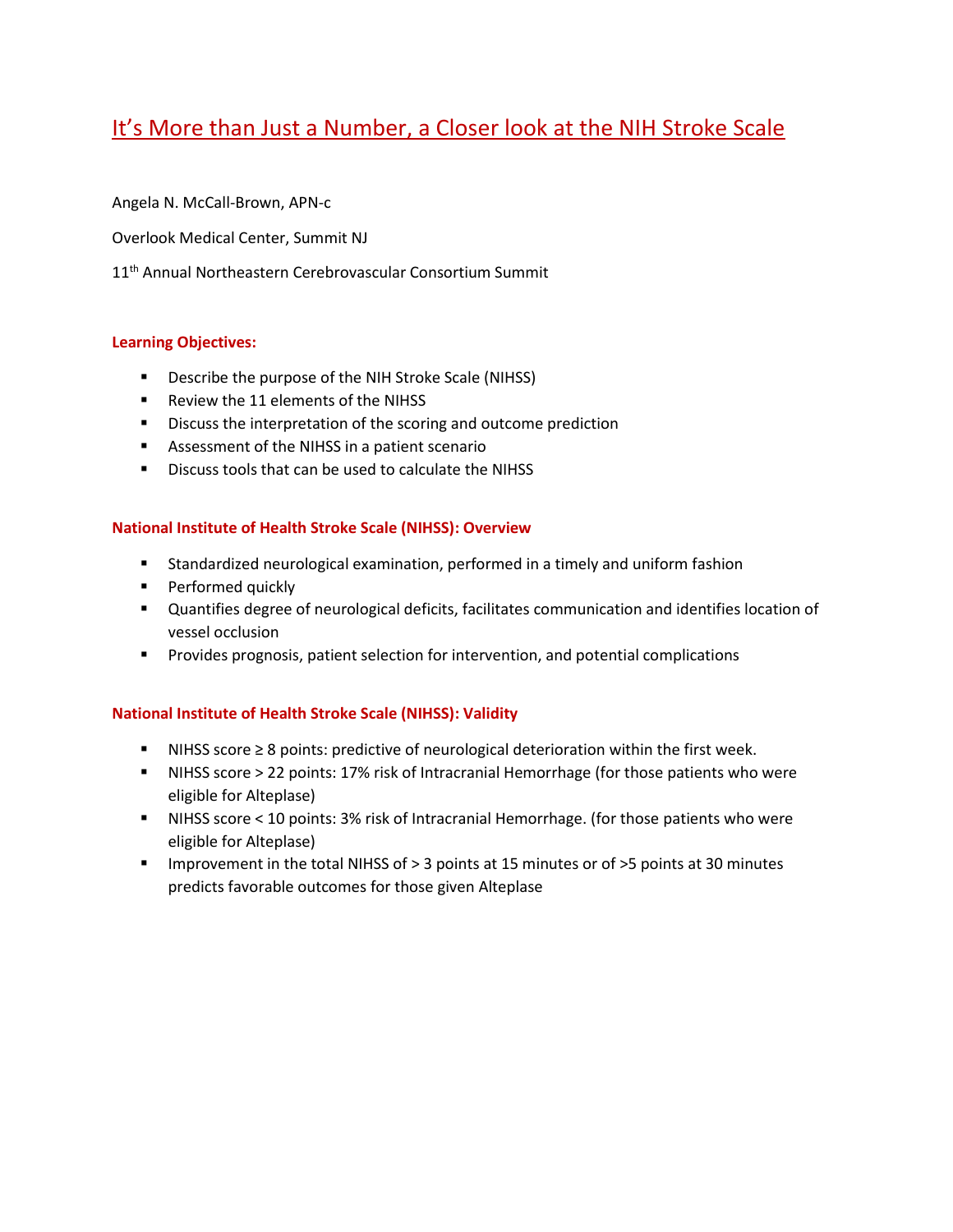# It's More than Just a Number, a Closer look at the NIH Stroke Scale

Angela N. McCall-Brown, APN-c

Overlook Medical Center, Summit NJ

11th Annual Northeastern Cerebrovascular Consortium Summit

## Learning Objectives:

- Describe the purpose of the NIH Stroke Scale (NIHSS)
- Review the 11 elements of the NIHSS
- Discuss the interpretation of the scoring and outcome prediction
- Assessment of the NIHSS in a patient scenario
- Discuss tools that can be used to calculate the NIHSS

## National Institute of Health Stroke Scale (NIHSS): Overview

- Standardized neurological examination, performed in a timely and uniform fashion
- Performed quickly
- Quantifies degree of neurological deficits, facilitates communication and identifies location of vessel occlusion
- Provides prognosis, patient selection for intervention, and potential complications

## National Institute of Health Stroke Scale (NIHSS): Validity

- NIHSS score ≥ 8 points: predictive of neurological deterioration within the first week.
- NIHSS score > 22 points: 17% risk of Intracranial Hemorrhage (for those patients who were eligible for Alteplase)
- NIHSS score < 10 points: 3% risk of Intracranial Hemorrhage. (for those patients who were eligible for Alteplase)
- Improvement in the total NIHSS of > 3 points at 15 minutes or of >5 points at 30 minutes predicts favorable outcomes for those given Alteplase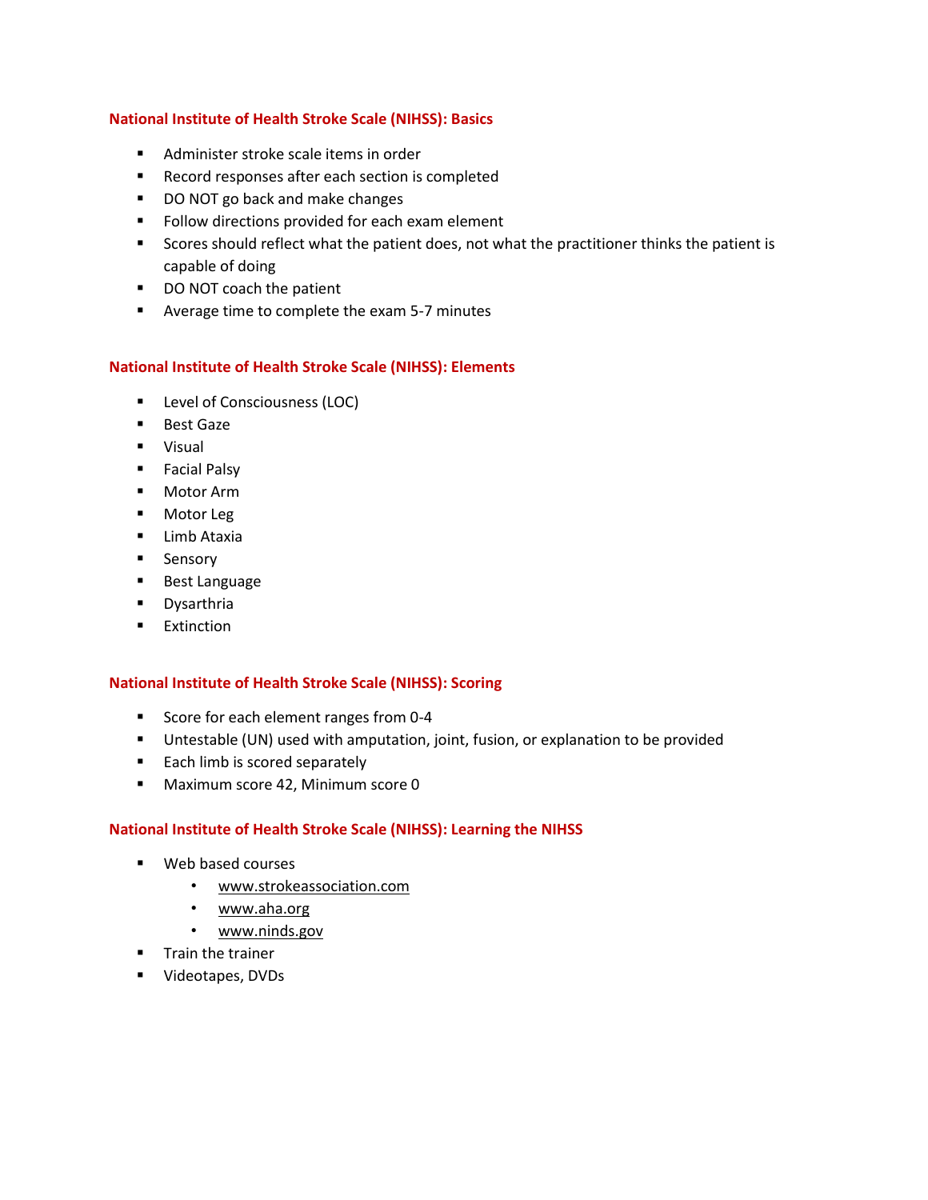## National Institute of Health Stroke Scale (NIHSS): Basics

- Administer stroke scale items in order
- Record responses after each section is completed
- DO NOT go back and make changes
- Follow directions provided for each exam element
- Scores should reflect what the patient does, not what the practitioner thinks the patient is capable of doing
- DO NOT coach the patient
- Average time to complete the exam 5-7 minutes

## National Institute of Health Stroke Scale (NIHSS): Elements

- Level of Consciousness (LOC)
- Best Gaze
- Visual
- Facial Palsy
- Motor Arm
- Motor Leg
- Limb Ataxia
- Sensory
- Best Language
- Dysarthria
- Extinction

## National Institute of Health Stroke Scale (NIHSS): Scoring

- Score for each element ranges from 0-4
- Untestable (UN) used with amputation, joint, fusion, or explanation to be provided
- Each limb is scored separately
- Maximum score 42, Minimum score 0

## National Institute of Health Stroke Scale (NIHSS): Learning the NIHSS

- Web based courses
  - www.strokeassociation.com
  - www.aha.org
  - www.ninds.gov
- Train the trainer
- Videotapes, DVDs